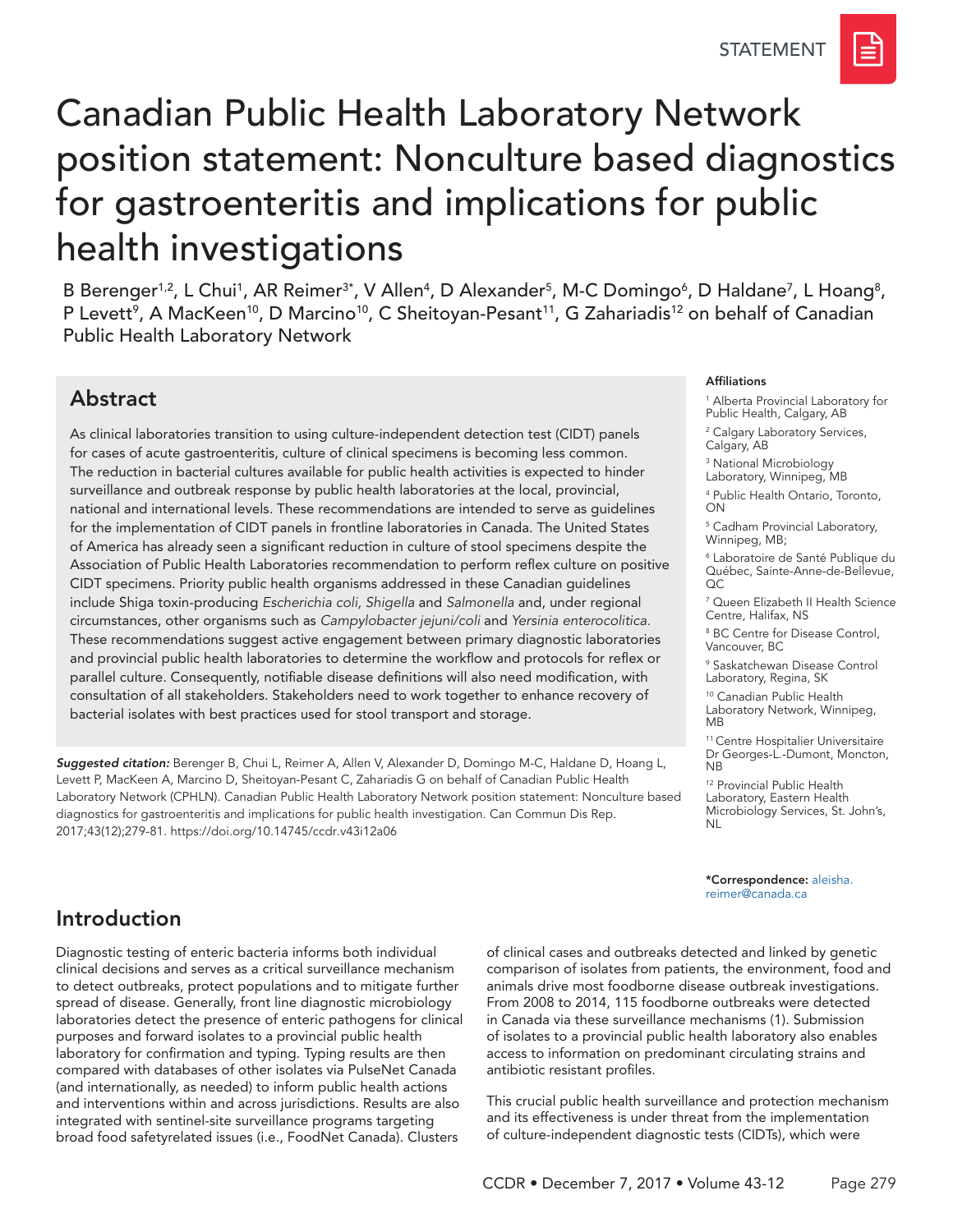STATEMENT

# Canadian Public Health Laboratory Network position statement: Nonculture based diagnostics for gastroenteritis and implications for public health investigations

B Berenger[1,2], L Chui[1], AR Reimer[3*], V Allen[4], D Alexander[5], M-C Domingo[6], D Haldane[7], L Hoang[8], P Levett[9], A MacKeen[10], D Marcino[10], C Sheitoyan-Pesant[11], G Zahariadis[12] on behalf of Canadian Public Health Laboratory Network

## Abstract

As clinical laboratories transition to using culture-independent detection test (CIDT) panels for cases of acute gastroenteritis, culture of clinical specimens is becoming less common. The reduction in bacterial cultures available for public health activities is expected to hinder surveillance and outbreak response by public health laboratories at the local, provincial, national and international levels. These recommendations are intended to serve as guidelines for the implementation of CIDT panels in frontline laboratories in Canada. The United States of America has already seen a significant reduction in culture of stool specimens despite the Association of Public Health Laboratories recommendation to perform reflex culture on positive CIDT specimens. Priority public health organisms addressed in these Canadian guidelines include Shiga toxin-producing *Escherichia coli, Shigella* and *Salmonella* and, under regional circumstances, other organisms such as *Campylobacter jejuni/coli* and *Yersinia enterocolitica.* These recommendations suggest active engagement between primary diagnostic laboratories and provincial public health laboratories to determine the workflow and protocols for reflex or parallel culture. Consequently, notifiable disease definitions will also need modification, with consultation of all stakeholders. Stakeholders need to work together to enhance recovery of bacterial isolates with best practices used for stool transport and storage.

***Suggested citation:*** Berenger B, Chui L, Reimer A, Allen V, Alexander D, Domingo M-C, Haldane D, Hoang L, Levett P, MacKeen A, Marcino D, Sheitoyan-Pesant C, Zahariadis G on behalf of Canadian Public Health Laboratory Network (CPHLN). Canadian Public Health Laboratory Network position statement: Nonculture based diagnostics for gastroenteritis and implications for public health investigation. Can Commun Dis Rep. 2017;43(12);279-81. https://doi.org/10.14745/ccdr.v43i12a06

**Affiliations**

[1] Alberta Provincial Laboratory for Public Health, Calgary, AB

[2] Calgary Laboratory Services, Calgary, AB

[3] National Microbiology Laboratory, Winnipeg, MB

[4] Public Health Ontario, Toronto, ON

[5] Cadham Provincial Laboratory, Winnipeg, MB;

[6] Laboratoire de Santé Publique du Québec, Sainte-Anne-de-Bellevue, QC

[7] Queen Elizabeth II Health Science Centre, Halifax, NS

[8] BC Centre for Disease Control, Vancouver, BC

[9] Saskatchewan Disease Control Laboratory, Regina, SK

[10] Canadian Public Health Laboratory Network, Winnipeg, MB

[11] Centre Hospitalier Universitaire Dr Georges-L.-Dumont, Moncton, NB

[12] Provincial Public Health Laboratory, Eastern Health Microbiology Services, St. John's, NL

**\*Correspondence:** aleisha.reimer@canada.ca

## Introduction

Diagnostic testing of enteric bacteria informs both individual clinical decisions and serves as a critical surveillance mechanism to detect outbreaks, protect populations and to mitigate further spread of disease. Generally, front line diagnostic microbiology laboratories detect the presence of enteric pathogens for clinical purposes and forward isolates to a provincial public health laboratory for confirmation and typing. Typing results are then compared with databases of other isolates via PulseNet Canada (and internationally, as needed) to inform public health actions and interventions within and across jurisdictions. Results are also integrated with sentinel-site surveillance programs targeting broad food safetyrelated issues (i.e., FoodNet Canada). Clusters of clinical cases and outbreaks detected and linked by genetic comparison of isolates from patients, the environment, food and animals drive most foodborne disease outbreak investigations. From 2008 to 2014, 115 foodborne outbreaks were detected in Canada via these surveillance mechanisms (1). Submission of isolates to a provincial public health laboratory also enables access to information on predominant circulating strains and antibiotic resistant profiles.

This crucial public health surveillance and protection mechanism and its effectiveness is under threat from the implementation of culture-independent diagnostic tests (CIDTs), which were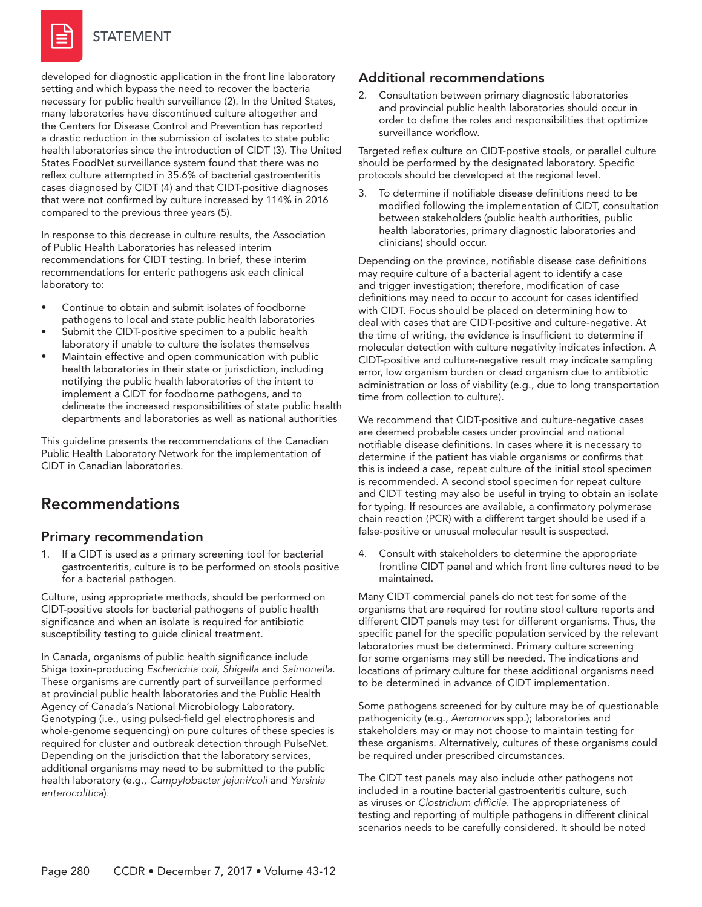developed for diagnostic application in the front line laboratory setting and which bypass the need to recover the bacteria necessary for public health surveillance (2). In the United States, many laboratories have discontinued culture altogether and the Centers for Disease Control and Prevention has reported a drastic reduction in the submission of isolates to state public health laboratories since the introduction of CIDT (3). The United States FoodNet surveillance system found that there was no reflex culture attempted in 35.6% of bacterial gastroenteritis cases diagnosed by CIDT (4) and that CIDT-positive diagnoses that were not confirmed by culture increased by 114% in 2016 compared to the previous three years (5).

In response to this decrease in culture results, the Association of Public Health Laboratories has released interim recommendations for CIDT testing. In brief, these interim recommendations for enteric pathogens ask each clinical laboratory to:

- Continue to obtain and submit isolates of foodborne pathogens to local and state public health laboratories
- Submit the CIDT-positive specimen to a public health laboratory if unable to culture the isolates themselves
- Maintain effective and open communication with public health laboratories in their state or jurisdiction, including notifying the public health laboratories of the intent to implement a CIDT for foodborne pathogens, and to delineate the increased responsibilities of state public health departments and laboratories as well as national authorities

This guideline presents the recommendations of the Canadian Public Health Laboratory Network for the implementation of CIDT in Canadian laboratories.

## Recommendations

### Primary recommendation

1. If a CIDT is used as a primary screening tool for bacterial gastroenteritis, culture is to be performed on stools positive for a bacterial pathogen.

Culture, using appropriate methods, should be performed on CIDT-positive stools for bacterial pathogens of public health significance and when an isolate is required for antibiotic susceptibility testing to guide clinical treatment.

In Canada, organisms of public health significance include Shiga toxin-producing *Escherichia coli*, *Shigella* and *Salmonella*. These organisms are currently part of surveillance performed at provincial public health laboratories and the Public Health Agency of Canada's National Microbiology Laboratory. Genotyping (i.e., using pulsed-field gel electrophoresis and whole-genome sequencing) on pure cultures of these species is required for cluster and outbreak detection through PulseNet. Depending on the jurisdiction that the laboratory services, additional organisms may need to be submitted to the public health laboratory (e.g., *Campylobacter jejuni/coli* and *Yersinia enterocolitica*).

### Additional recommendations

2. Consultation between primary diagnostic laboratories and provincial public health laboratories should occur in order to define the roles and responsibilities that optimize surveillance workflow.

Targeted reflex culture on CIDT-postive stools, or parallel culture should be performed by the designated laboratory. Specific protocols should be developed at the regional level.

3. To determine if notifiable disease definitions need to be modified following the implementation of CIDT, consultation between stakeholders (public health authorities, public health laboratories, primary diagnostic laboratories and clinicians) should occur.

Depending on the province, notifiable disease case definitions may require culture of a bacterial agent to identify a case and trigger investigation; therefore, modification of case definitions may need to occur to account for cases identified with CIDT. Focus should be placed on determining how to deal with cases that are CIDT-positive and culture-negative. At the time of writing, the evidence is insufficient to determine if molecular detection with culture negativity indicates infection. A CIDT-positive and culture-negative result may indicate sampling error, low organism burden or dead organism due to antibiotic administration or loss of viability (e.g., due to long transportation time from collection to culture).

We recommend that CIDT-positive and culture-negative cases are deemed probable cases under provincial and national notifiable disease definitions. In cases where it is necessary to determine if the patient has viable organisms or confirms that this is indeed a case, repeat culture of the initial stool specimen is recommended. A second stool specimen for repeat culture and CIDT testing may also be useful in trying to obtain an isolate for typing. If resources are available, a confirmatory polymerase chain reaction (PCR) with a different target should be used if a false-positive or unusual molecular result is suspected.

4. Consult with stakeholders to determine the appropriate frontline CIDT panel and which front line cultures need to be maintained.

Many CIDT commercial panels do not test for some of the organisms that are required for routine stool culture reports and different CIDT panels may test for different organisms. Thus, the specific panel for the specific population serviced by the relevant laboratories must be determined. Primary culture screening for some organisms may still be needed. The indications and locations of primary culture for these additional organisms need to be determined in advance of CIDT implementation.

Some pathogens screened for by culture may be of questionable pathogenicity (e.g., *Aeromonas* spp.); laboratories and stakeholders may or may not choose to maintain testing for these organisms. Alternatively, cultures of these organisms could be required under prescribed circumstances.

The CIDT test panels may also include other pathogens not included in a routine bacterial gastroenteritis culture, such as viruses or *Clostridium difficile*. The appropriateness of testing and reporting of multiple pathogens in different clinical scenarios needs to be carefully considered. It should be noted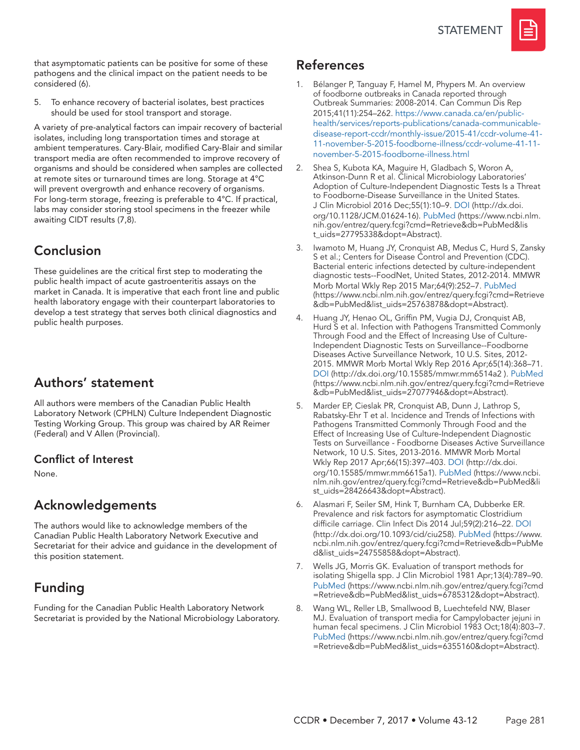that asymptomatic patients can be positive for some of these pathogens and the clinical impact on the patient needs to be considered (6).

5. To enhance recovery of bacterial isolates, best practices should be used for stool transport and storage.

A variety of pre-analytical factors can impair recovery of bacterial isolates, including long transportation times and storage at ambient temperatures. Cary-Blair, modified Cary-Blair and similar transport media are often recommended to improve recovery of organisms and should be considered when samples are collected at remote sites or turnaround times are long. Storage at 4°C will prevent overgrowth and enhance recovery of organisms. For long-term storage, freezing is preferable to 4°C. If practical, labs may consider storing stool specimens in the freezer while awaiting CIDT results (7,8).

## Conclusion

These guidelines are the critical first step to moderating the public health impact of acute gastroenteritis assays on the market in Canada. It is imperative that each front line and public health laboratory engage with their counterpart laboratories to develop a test strategy that serves both clinical diagnostics and public health purposes.

## Authors' statement

All authors were members of the Canadian Public Health Laboratory Network (CPHLN) Culture Independent Diagnostic Testing Working Group. This group was chaired by AR Reimer (Federal) and V Allen (Provincial).

### Conflict of Interest

None.

## Acknowledgements

The authors would like to acknowledge members of the Canadian Public Health Laboratory Network Executive and Secretariat for their advice and guidance in the development of this position statement.

## Funding

Funding for the Canadian Public Health Laboratory Network Secretariat is provided by the National Microbiology Laboratory.

## References

1. Bélanger P, Tanguay F, Hamel M, Phypers M. An overview of foodborne outbreaks in Canada reported through Outbreak Summaries: 2008-2014. Can Commun Dis Rep 2015;41(11):254–262. https://www.canada.ca/en/public-health/services/reports-publications/canada-communicable-disease-report-ccdr/monthly-issue/2015-41/ccdr-volume-41-11-november-5-2015-foodborne-illness/ccdr-volume-41-11-november-5-2015-foodborne-illness.html

2. Shea S, Kubota KA, Maguire H, Gladbach S, Woron A, Atkinson-Dunn R et al. Clinical Microbiology Laboratories' Adoption of Culture-Independent Diagnostic Tests Is a Threat to Foodborne-Disease Surveillance in the United States. J Clin Microbiol 2016 Dec;55(1):10–9. DOI (http://dx.doi.org/10.1128/JCM.01624-16). PubMed (https://www.ncbi.nlm.nih.gov/entrez/query.fcgi?cmd=Retrieve&db=PubMed&list_uids=27795338&dopt=Abstract).

3. Iwamoto M, Huang JY, Cronquist AB, Medus C, Hurd S, Zansky S et al.; Centers for Disease Control and Prevention (CDC). Bacterial enteric infections detected by culture-independent diagnostic tests--FoodNet, United States, 2012-2014. MMWR Morb Mortal Wkly Rep 2015 Mar;64(9):252–7. PubMed (https://www.ncbi.nlm.nih.gov/entrez/query.fcgi?cmd=Retrieve&db=PubMed&list_uids=25763878&dopt=Abstract).

4. Huang JY, Henao OL, Griffin PM, Vugia DJ, Cronquist AB, Hurd S et al. Infection with Pathogens Transmitted Commonly Through Food and the Effect of Increasing Use of Culture-Independent Diagnostic Tests on Surveillance--Foodborne Diseases Active Surveillance Network, 10 U.S. Sites, 2012-2015. MMWR Morb Mortal Wkly Rep 2016 Apr;65(14):368–71. DOI (http://dx.doi.org/10.15585/mmwr.mm6514a2 ). PubMed (https://www.ncbi.nlm.nih.gov/entrez/query.fcgi?cmd=Retrieve&db=PubMed&list_uids=27077946&dopt=Abstract).

5. Marder EP, Cieslak PR, Cronquist AB, Dunn J, Lathrop S, Rabatsky-Ehr T et al. Incidence and Trends of Infections with Pathogens Transmitted Commonly Through Food and the Effect of Increasing Use of Culture-Independent Diagnostic Tests on Surveillance - Foodborne Diseases Active Surveillance Network, 10 U.S. Sites, 2013-2016. MMWR Morb Mortal Wkly Rep 2017 Apr;66(15):397–403. DOI (http://dx.doi.org/10.15585/mmwr.mm6615a1). PubMed (https://www.ncbi.nlm.nih.gov/entrez/query.fcgi?cmd=Retrieve&db=PubMed&list_uids=28426643&dopt=Abstract).

6. Alasmari F, Seiler SM, Hink T, Burnham CA, Dubberke ER. Prevalence and risk factors for asymptomatic Clostridium difficile carriage. Clin Infect Dis 2014 Jul;59(2):216–22. DOI (http://dx.doi.org/10.1093/cid/ciu258). PubMed (https://www.ncbi.nlm.nih.gov/entrez/query.fcgi?cmd=Retrieve&db=PubMed&list_uids=24755858&dopt=Abstract).

7. Wells JG, Morris GK. Evaluation of transport methods for isolating Shigella spp. J Clin Microbiol 1981 Apr;13(4):789–90. PubMed (https://www.ncbi.nlm.nih.gov/entrez/query.fcgi?cmd=Retrieve&db=PubMed&list_uids=6785312&dopt=Abstract).

8. Wang WL, Reller LB, Smallwood B, Luechtefeld NW, Blaser MJ. Evaluation of transport media for Campylobacter jejuni in human fecal specimens. J Clin Microbiol 1983 Oct;18(4):803–7. PubMed (https://www.ncbi.nlm.nih.gov/entrez/query.fcgi?cmd=Retrieve&db=PubMed&list_uids=6355160&dopt=Abstract).